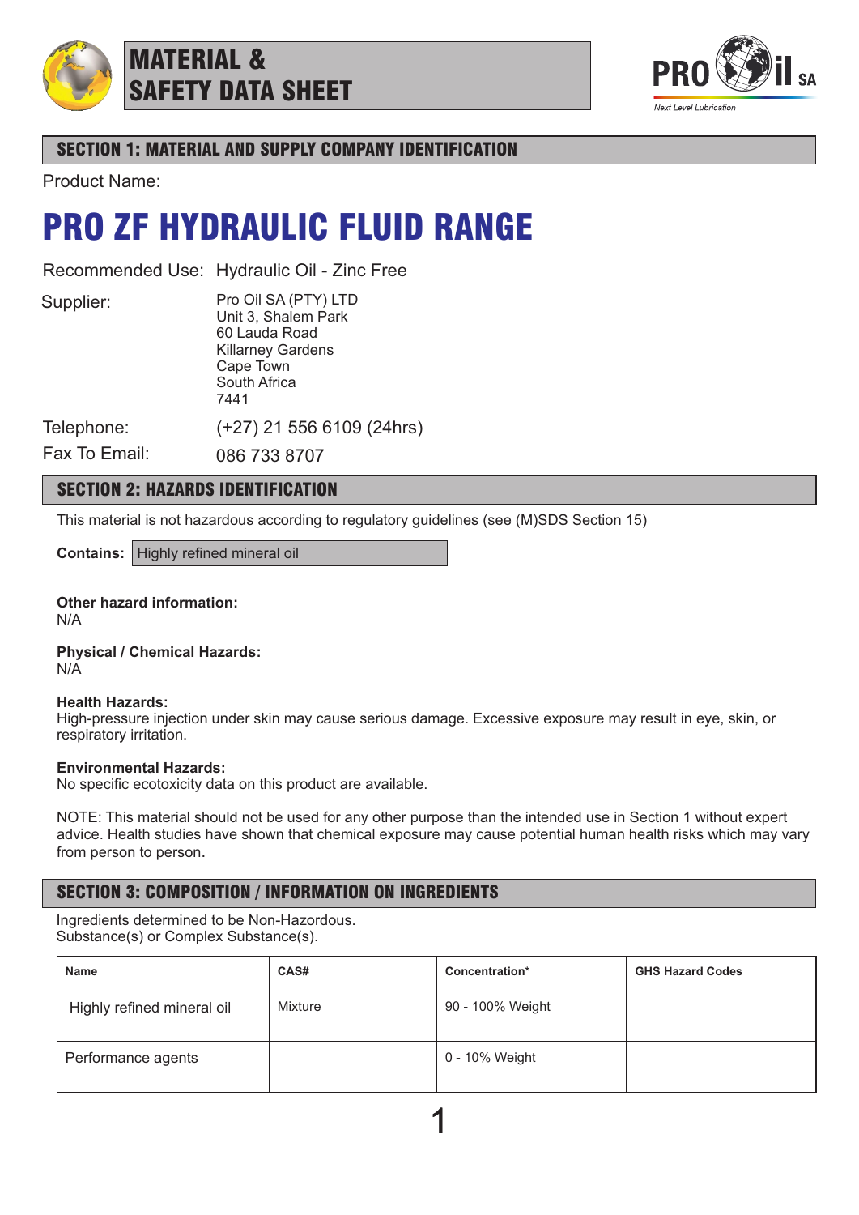# MATERIAL & SAFETY DATA SHEET

PRO il SA
*Next Level Lubrication*

## SECTION 1: MATERIAL AND SUPPLY COMPANY IDENTIFICATION

Product Name:

# PRO ZF HYDRAULIC FLUID RANGE

Recommended Use: Hydraulic Oil - Zinc Free

Supplier:
Pro Oil SA (PTY) LTD
Unit 3, Shalem Park
60 Lauda Road
Killarney Gardens
Cape Town
South Africa
7441

Telephone: (+27) 21 556 6109 (24hrs)

Fax To Email: 086 733 8707

## SECTION 2: HAZARDS IDENTIFICATION

This material is not hazardous according to regulatory guidelines (see (M)SDS Section 15)

**Contains:** Highly refined mineral oil

**Other hazard information:**
N/A

**Physical / Chemical Hazards:**
N/A

**Health Hazards:**
High-pressure injection under skin may cause serious damage. Excessive exposure may result in eye, skin, or respiratory irritation.

**Environmental Hazards:**
No specific ecotoxicity data on this product are available.

NOTE: This material should not be used for any other purpose than the intended use in Section 1 without expert advice. Health studies have shown that chemical exposure may cause potential human health risks which may vary from person to person.

## SECTION 3: COMPOSITION / INFORMATION ON INGREDIENTS

Ingredients determined to be Non-Hazordous.
Substance(s) or Complex Substance(s).

| Name | CAS# | Concentration* | GHS Hazard Codes |
| --- | --- | --- | --- |
| Highly refined mineral oil | Mixture | 90 - 100% Weight | |
| Performance agents | | 0 - 10% Weight | |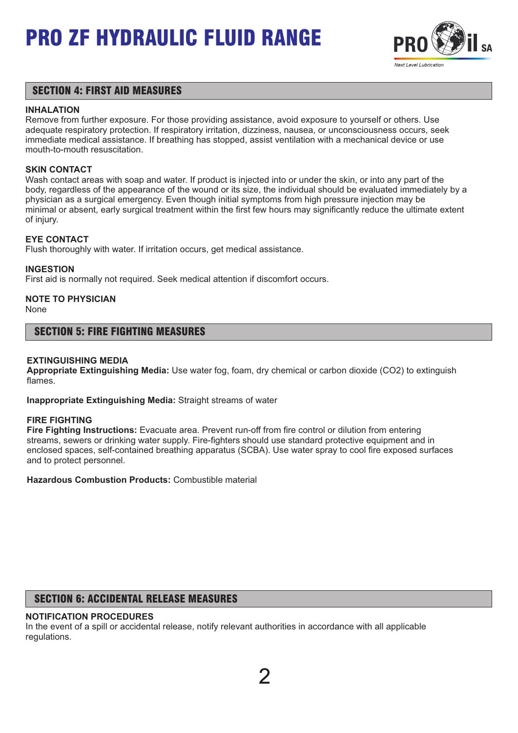## SECTION 4: FIRST AID MEASURES

**INHALATION**
Remove from further exposure. For those providing assistance, avoid exposure to yourself or others. Use adequate respiratory protection. If respiratory irritation, dizziness, nausea, or unconsciousness occurs, seek immediate medical assistance. If breathing has stopped, assist ventilation with a mechanical device or use mouth-to-mouth resuscitation.

**SKIN CONTACT**
Wash contact areas with soap and water. If product is injected into or under the skin, or into any part of the body, regardless of the appearance of the wound or its size, the individual should be evaluated immediately by a physician as a surgical emergency. Even though initial symptoms from high pressure injection may be minimal or absent, early surgical treatment within the first few hours may significantly reduce the ultimate extent of injury.

**EYE CONTACT**
Flush thoroughly with water. If irritation occurs, get medical assistance.

**INGESTION**
First aid is normally not required. Seek medical attention if discomfort occurs.

**NOTE TO PHYSICIAN**
None

## SECTION 5: FIRE FIGHTING MEASURES

**EXTINGUISHING MEDIA**
**Appropriate Extinguishing Media:** Use water fog, foam, dry chemical or carbon dioxide ($CO_2$) to extinguish flames.

**Inappropriate Extinguishing Media:** Straight streams of water

**FIRE FIGHTING**
**Fire Fighting Instructions:** Evacuate area. Prevent run-off from fire control or dilution from entering streams, sewers or drinking water supply. Fire-fighters should use standard protective equipment and in enclosed spaces, self-contained breathing apparatus (SCBA). Use water spray to cool fire exposed surfaces and to protect personnel.

**Hazardous Combustion Products:** Combustible material

## SECTION 6: ACCIDENTAL RELEASE MEASURES

**NOTIFICATION PROCEDURES**
In the event of a spill or accidental release, notify relevant authorities in accordance with all applicable regulations.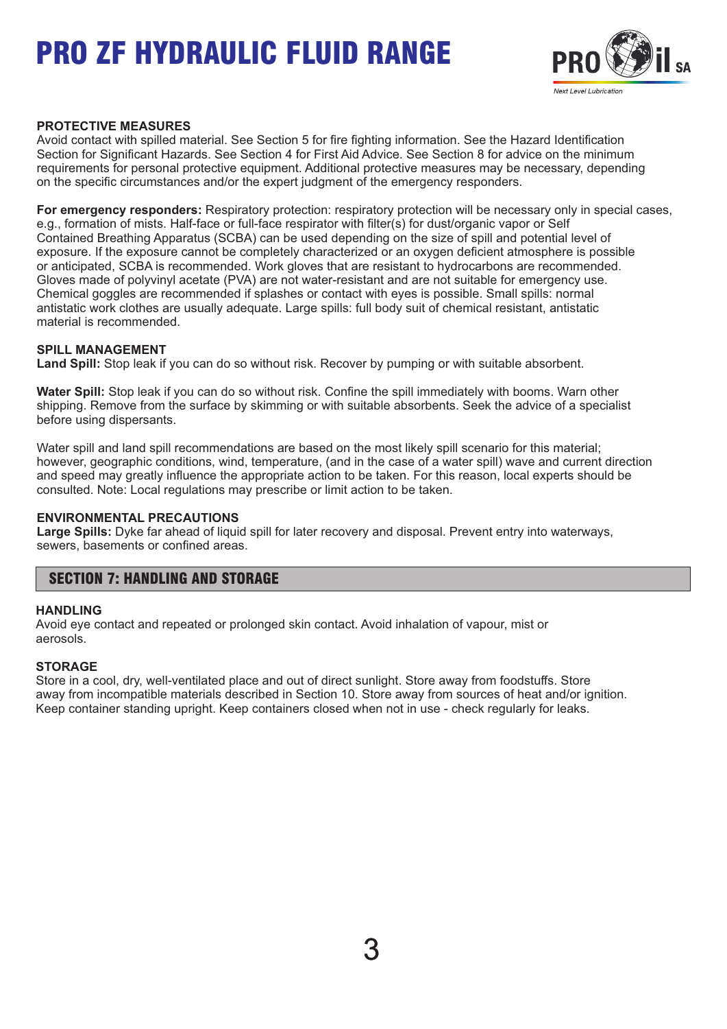#### PROTECTIVE MEASURES

Avoid contact with spilled material. See Section 5 for fire fighting information. See the Hazard Identification Section for Significant Hazards. See Section 4 for First Aid Advice. See Section 8 for advice on the minimum requirements for personal protective equipment. Additional protective measures may be necessary, depending on the specific circumstances and/or the expert judgment of the emergency responders.

**For emergency responders:** Respiratory protection: respiratory protection will be necessary only in special cases, e.g., formation of mists. Half-face or full-face respirator with filter(s) for dust/organic vapor or Self Contained Breathing Apparatus (SCBA) can be used depending on the size of spill and potential level of exposure. If the exposure cannot be completely characterized or an oxygen deficient atmosphere is possible or anticipated, SCBA is recommended. Work gloves that are resistant to hydrocarbons are recommended. Gloves made of polyvinyl acetate (PVA) are not water-resistant and are not suitable for emergency use. Chemical goggles are recommended if splashes or contact with eyes is possible. Small spills: normal antistatic work clothes are usually adequate. Large spills: full body suit of chemical resistant, antistatic material is recommended.

#### SPILL MANAGEMENT

**Land Spill:** Stop leak if you can do so without risk. Recover by pumping or with suitable absorbent.

**Water Spill:** Stop leak if you can do so without risk. Confine the spill immediately with booms. Warn other shipping. Remove from the surface by skimming or with suitable absorbents. Seek the advice of a specialist before using dispersants.

Water spill and land spill recommendations are based on the most likely spill scenario for this material; however, geographic conditions, wind, temperature, (and in the case of a water spill) wave and current direction and speed may greatly influence the appropriate action to be taken. For this reason, local experts should be consulted. Note: Local regulations may prescribe or limit action to be taken.

#### ENVIRONMENTAL PRECAUTIONS

**Large Spills:** Dyke far ahead of liquid spill for later recovery and disposal. Prevent entry into waterways, sewers, basements or confined areas.

## SECTION 7: HANDLING AND STORAGE

#### HANDLING

Avoid eye contact and repeated or prolonged skin contact. Avoid inhalation of vapour, mist or aerosols.

#### STORAGE

Store in a cool, dry, well-ventilated place and out of direct sunlight. Store away from foodstuffs. Store away from incompatible materials described in Section 10. Store away from sources of heat and/or ignition. Keep container standing upright. Keep containers closed when not in use - check regularly for leaks.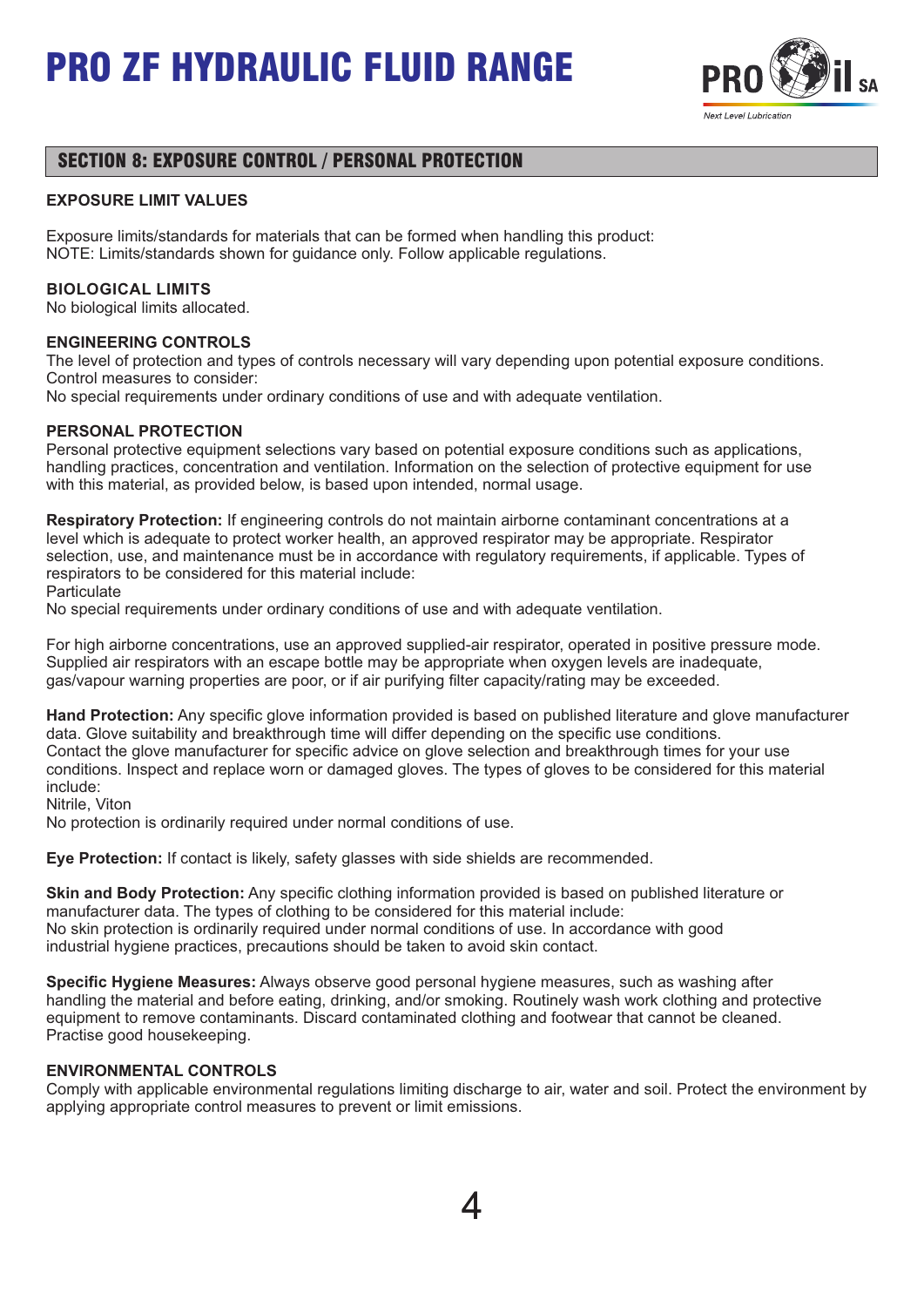## SECTION 8: EXPOSURE CONTROL / PERSONAL PROTECTION

**EXPOSURE LIMIT VALUES**

Exposure limits/standards for materials that can be formed when handling this product:
NOTE: Limits/standards shown for guidance only. Follow applicable regulations.

**BIOLOGICAL LIMITS**
No biological limits allocated.

**ENGINEERING CONTROLS**
The level of protection and types of controls necessary will vary depending upon potential exposure conditions.
Control measures to consider:
No special requirements under ordinary conditions of use and with adequate ventilation.

**PERSONAL PROTECTION**
Personal protective equipment selections vary based on potential exposure conditions such as applications, handling practices, concentration and ventilation. Information on the selection of protective equipment for use with this material, as provided below, is based upon intended, normal usage.

**Respiratory Protection:** If engineering controls do not maintain airborne contaminant concentrations at a level which is adequate to protect worker health, an approved respirator may be appropriate. Respirator selection, use, and maintenance must be in accordance with regulatory requirements, if applicable. Types of respirators to be considered for this material include:
Particulate
No special requirements under ordinary conditions of use and with adequate ventilation.

For high airborne concentrations, use an approved supplied-air respirator, operated in positive pressure mode. Supplied air respirators with an escape bottle may be appropriate when oxygen levels are inadequate, gas/vapour warning properties are poor, or if air purifying filter capacity/rating may be exceeded.

**Hand Protection:** Any specific glove information provided is based on published literature and glove manufacturer data. Glove suitability and breakthrough time will differ depending on the specific use conditions.
Contact the glove manufacturer for specific advice on glove selection and breakthrough times for your use conditions. Inspect and replace worn or damaged gloves. The types of gloves to be considered for this material include:
Nitrile, Viton
No protection is ordinarily required under normal conditions of use.

**Eye Protection:** If contact is likely, safety glasses with side shields are recommended.

**Skin and Body Protection:** Any specific clothing information provided is based on published literature or manufacturer data. The types of clothing to be considered for this material include:
No skin protection is ordinarily required under normal conditions of use. In accordance with good industrial hygiene practices, precautions should be taken to avoid skin contact.

**Specific Hygiene Measures:** Always observe good personal hygiene measures, such as washing after handling the material and before eating, drinking, and/or smoking. Routinely wash work clothing and protective equipment to remove contaminants. Discard contaminated clothing and footwear that cannot be cleaned. Practise good housekeeping.

**ENVIRONMENTAL CONTROLS**
Comply with applicable environmental regulations limiting discharge to air, water and soil. Protect the environment by applying appropriate control measures to prevent or limit emissions.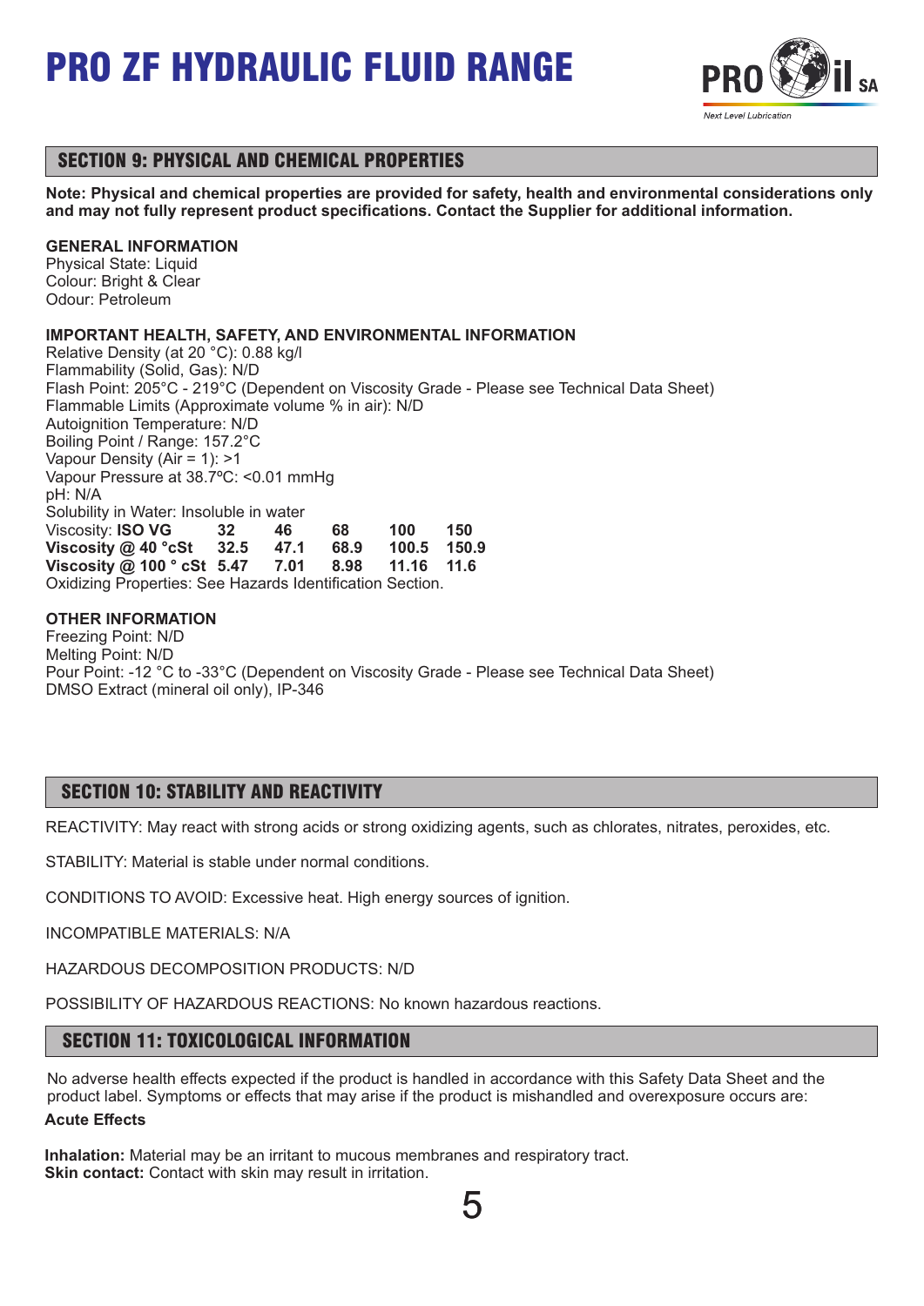## SECTION 9: PHYSICAL AND CHEMICAL PROPERTIES

**Note: Physical and chemical properties are provided for safety, health and environmental considerations only and may not fully represent product specifications. Contact the Supplier for additional information.**

**GENERAL INFORMATION**
Physical State: Liquid
Colour: Bright & Clear
Odour: Petroleum

**IMPORTANT HEALTH, SAFETY, AND ENVIRONMENTAL INFORMATION**
Relative Density (at 20 °C): 0.88 kg/l
Flammability (Solid, Gas): N/D
Flash Point: 205°C - 219°C (Dependent on Viscosity Grade - Please see Technical Data Sheet)
Flammable Limits (Approximate volume % in air): N/D
Autoignition Temperature: N/D
Boiling Point / Range: 157.2°C
Vapour Density (Air = 1): >1
Vapour Pressure at 38.7ºC: <0.01 mmHg
pH: N/A
Solubility in Water: Insoluble in water

| Viscosity: **ISO VG** | **32** | **46** | **68** | **100** | **150** |
|---|---|---|---|---|---|
| **Viscosity @ 40 °cSt** | **32.5** | **47.1** | **68.9** | **100.5** | **150.9** |
| **Viscosity @ 100 ° cSt** | **5.47** | **7.01** | **8.98** | **11.16** | **11.6** |

Oxidizing Properties: See Hazards Identification Section.

**OTHER INFORMATION**
Freezing Point: N/D
Melting Point: N/D
Pour Point: -12 °C to -33°C (Dependent on Viscosity Grade - Please see Technical Data Sheet)
DMSO Extract (mineral oil only), IP-346

## SECTION 10: STABILITY AND REACTIVITY

REACTIVITY: May react with strong acids or strong oxidizing agents, such as chlorates, nitrates, peroxides, etc.

STABILITY: Material is stable under normal conditions.

CONDITIONS TO AVOID: Excessive heat. High energy sources of ignition.

INCOMPATIBLE MATERIALS: N/A

HAZARDOUS DECOMPOSITION PRODUCTS: N/D

POSSIBILITY OF HAZARDOUS REACTIONS: No known hazardous reactions.

## SECTION 11: TOXICOLOGICAL INFORMATION

No adverse health effects expected if the product is handled in accordance with this Safety Data Sheet and the product label. Symptoms or effects that may arise if the product is mishandled and overexposure occurs are:

**Acute Effects**

**Inhalation:** Material may be an irritant to mucous membranes and respiratory tract.
**Skin contact:** Contact with skin may result in irritation.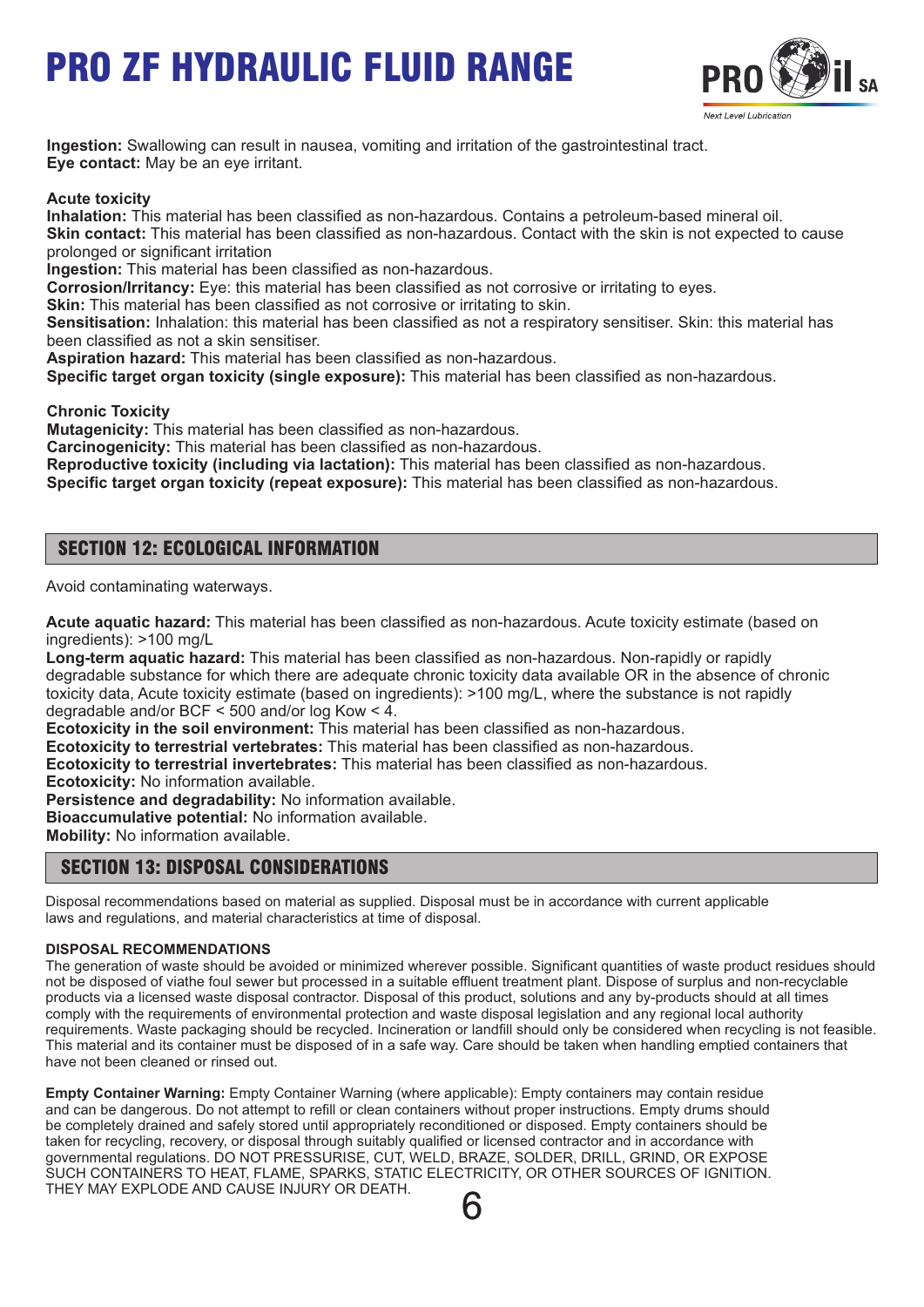**Ingestion:** Swallowing can result in nausea, vomiting and irritation of the gastrointestinal tract.
**Eye contact:** May be an eye irritant.

**Acute toxicity**
**Inhalation:** This material has been classified as non-hazardous. Contains a petroleum-based mineral oil.
**Skin contact:** This material has been classified as non-hazardous. Contact with the skin is not expected to cause prolonged or significant irritation
**Ingestion:** This material has been classified as non-hazardous.
**Corrosion/Irritancy:** Eye: this material has been classified as not corrosive or irritating to eyes.
**Skin:** This material has been classified as not corrosive or irritating to skin.
**Sensitisation:** Inhalation: this material has been classified as not a respiratory sensitiser. Skin: this material has been classified as not a skin sensitiser.
**Aspiration hazard:** This material has been classified as non-hazardous.
**Specific target organ toxicity (single exposure):** This material has been classified as non-hazardous.

**Chronic Toxicity**
**Mutagenicity:** This material has been classified as non-hazardous.
**Carcinogenicity:** This material has been classified as non-hazardous.
**Reproductive toxicity (including via lactation):** This material has been classified as non-hazardous.
**Specific target organ toxicity (repeat exposure):** This material has been classified as non-hazardous.

## SECTION 12: ECOLOGICAL INFORMATION

Avoid contaminating waterways.

**Acute aquatic hazard:** This material has been classified as non-hazardous. Acute toxicity estimate (based on ingredients): >100 mg/L
**Long-term aquatic hazard:** This material has been classified as non-hazardous. Non-rapidly or rapidly degradable substance for which there are adequate chronic toxicity data available OR in the absence of chronic toxicity data, Acute toxicity estimate (based on ingredients): >100 mg/L, where the substance is not rapidly degradable and/or BCF < 500 and/or log Kow < 4.
**Ecotoxicity in the soil environment:** This material has been classified as non-hazardous.
**Ecotoxicity to terrestrial vertebrates:** This material has been classified as non-hazardous.
**Ecotoxicity to terrestrial invertebrates:** This material has been classified as non-hazardous.
**Ecotoxicity:** No information available.
**Persistence and degradability:** No information available.
**Bioaccumulative potential:** No information available.
**Mobility:** No information available.

## SECTION 13: DISPOSAL CONSIDERATIONS

Disposal recommendations based on material as supplied. Disposal must be in accordance with current applicable laws and regulations, and material characteristics at time of disposal.

**DISPOSAL RECOMMENDATIONS**
The generation of waste should be avoided or minimized wherever possible. Significant quantities of waste product residues should not be disposed of viathe foul sewer but processed in a suitable effluent treatment plant. Dispose of surplus and non-recyclable products via a licensed waste disposal contractor. Disposal of this product, solutions and any by-products should at all times comply with the requirements of environmental protection and waste disposal legislation and any regional local authority requirements. Waste packaging should be recycled. Incineration or landfill should only be considered when recycling is not feasible. This material and its container must be disposed of in a safe way. Care should be taken when handling emptied containers that have not been cleaned or rinsed out.

**Empty Container Warning:** Empty Container Warning (where applicable): Empty containers may contain residue and can be dangerous. Do not attempt to refill or clean containers without proper instructions. Empty drums should be completely drained and safely stored until appropriately reconditioned or disposed. Empty containers should be taken for recycling, recovery, or disposal through suitably qualified or licensed contractor and in accordance with governmental regulations. DO NOT PRESSURISE, CUT, WELD, BRAZE, SOLDER, DRILL, GRIND, OR EXPOSE SUCH CONTAINERS TO HEAT, FLAME, SPARKS, STATIC ELECTRICITY, OR OTHER SOURCES OF IGNITION. THEY MAY EXPLODE AND CAUSE INJURY OR DEATH.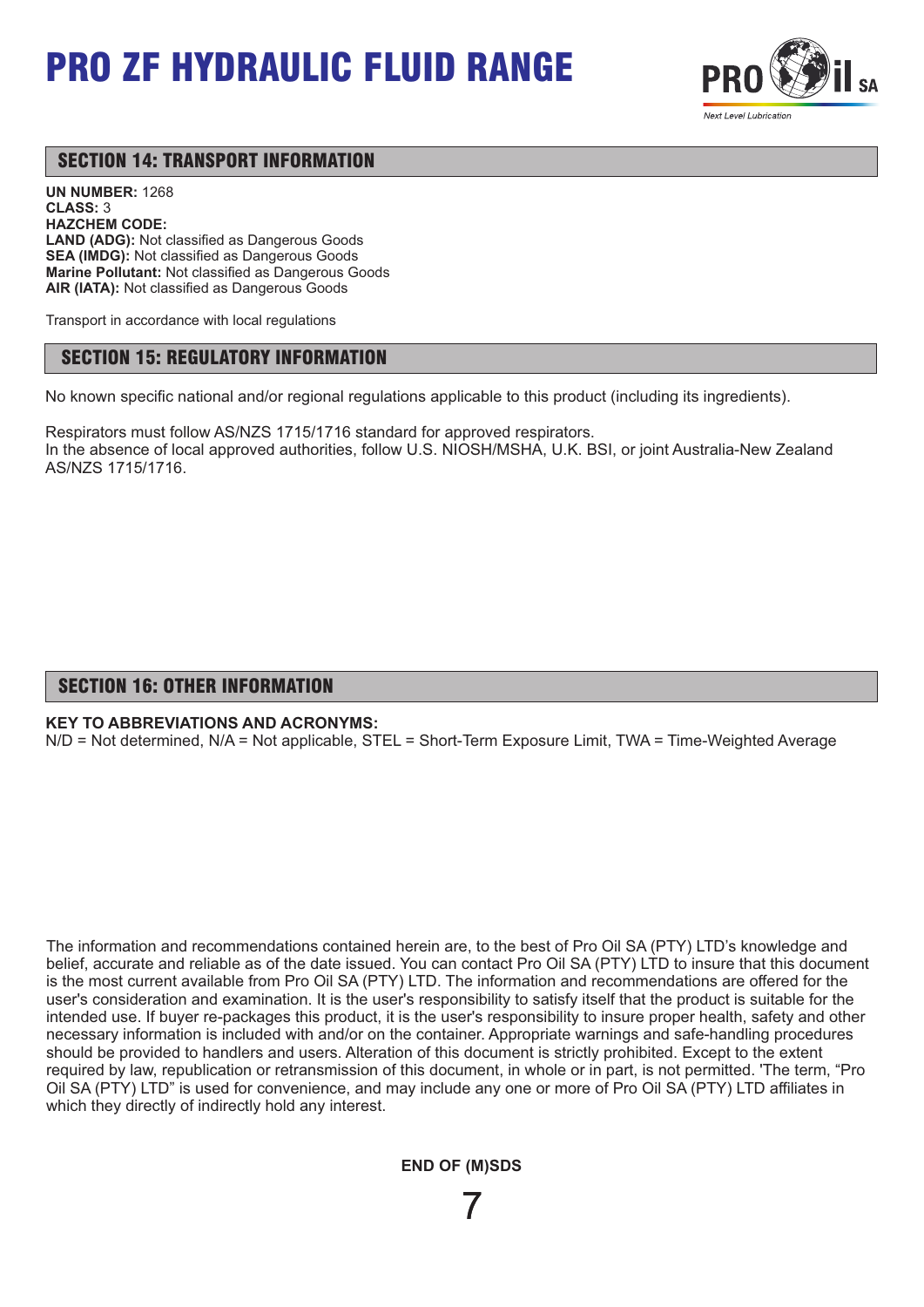# PRO ZF HYDRAULIC FLUID RANGE

## SECTION 14: TRANSPORT INFORMATION

**UN NUMBER:** 1268
**CLASS:** 3
**HAZCHEM CODE:**
**LAND (ADG):** Not classified as Dangerous Goods
**SEA (IMDG):** Not classified as Dangerous Goods
**Marine Pollutant:** Not classified as Dangerous Goods
**AIR (IATA):** Not classified as Dangerous Goods

Transport in accordance with local regulations

## SECTION 15: REGULATORY INFORMATION

No known specific national and/or regional regulations applicable to this product (including its ingredients).

Respirators must follow AS/NZS 1715/1716 standard for approved respirators.
In the absence of local approved authorities, follow U.S. NIOSH/MSHA, U.K. BSI, or joint Australia-New Zealand AS/NZS 1715/1716.

## SECTION 16: OTHER INFORMATION

**KEY TO ABBREVIATIONS AND ACRONYMS:**
N/D = Not determined, N/A = Not applicable, STEL = Short-Term Exposure Limit, TWA = Time-Weighted Average

The information and recommendations contained herein are, to the best of Pro Oil SA (PTY) LTD's knowledge and belief, accurate and reliable as of the date issued. You can contact Pro Oil SA (PTY) LTD to insure that this document is the most current available from Pro Oil SA (PTY) LTD. The information and recommendations are offered for the user's consideration and examination. It is the user's responsibility to satisfy itself that the product is suitable for the intended use. If buyer re-packages this product, it is the user's responsibility to insure proper health, safety and other necessary information is included with and/or on the container. Appropriate warnings and safe-handling procedures should be provided to handlers and users. Alteration of this document is strictly prohibited. Except to the extent required by law, republication or retransmission of this document, in whole or in part, is not permitted. 'The term, "Pro Oil SA (PTY) LTD" is used for convenience, and may include any one or more of Pro Oil SA (PTY) LTD affiliates in which they directly of indirectly hold any interest.

**END OF (M)SDS**